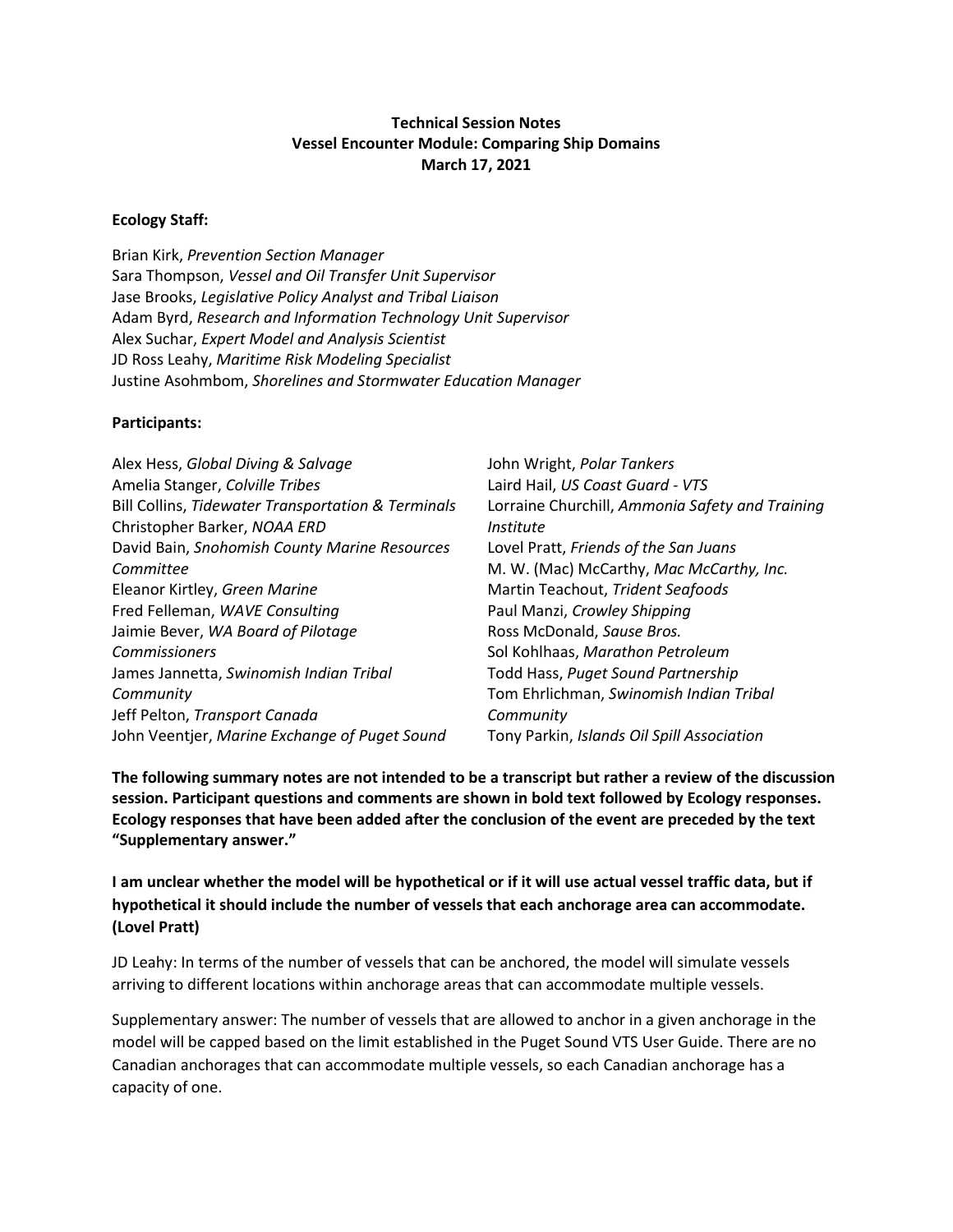**Technical Session Notes**
**Vessel Encounter Module: Comparing Ship Domains**
**March 17, 2021**

**Ecology Staff:**

Brian Kirk, *Prevention Section Manager*
Sara Thompson, *Vessel and Oil Transfer Unit Supervisor*
Jase Brooks, *Legislative Policy Analyst and Tribal Liaison*
Adam Byrd, *Research and Information Technology Unit Supervisor*
Alex Suchar, *Expert Model and Analysis Scientist*
JD Ross Leahy, *Maritime Risk Modeling Specialist*
Justine Asohmbom, *Shorelines and Stormwater Education Manager*

**Participants:**

Alex Hess, *Global Diving & Salvage*
Amelia Stanger, *Colville Tribes*
Bill Collins, *Tidewater Transportation & Terminals*
Christopher Barker, *NOAA ERD*
David Bain, *Snohomish County Marine Resources Committee*
Eleanor Kirtley, *Green Marine*
Fred Felleman, *WAVE Consulting*
Jaimie Bever, *WA Board of Pilotage Commissioners*
James Jannetta, *Swinomish Indian Tribal Community*
Jeff Pelton, *Transport Canada*
John Veentjer, *Marine Exchange of Puget Sound*
John Wright, *Polar Tankers*
Laird Hail, *US Coast Guard - VTS*
Lorraine Churchill, *Ammonia Safety and Training Institute*
Lovel Pratt, *Friends of the San Juans*
M. W. (Mac) McCarthy, *Mac McCarthy, Inc.*
Martin Teachout, *Trident Seafoods*
Paul Manzi, *Crowley Shipping*
Ross McDonald, *Sause Bros.*
Sol Kohlhaas, *Marathon Petroleum*
Todd Hass, *Puget Sound Partnership*
Tom Ehrlichman, *Swinomish Indian Tribal Community*
Tony Parkin, *Islands Oil Spill Association*

**The following summary notes are not intended to be a transcript but rather a review of the discussion session. Participant questions and comments are shown in bold text followed by Ecology responses. Ecology responses that have been added after the conclusion of the event are preceded by the text "Supplementary answer."**

**I am unclear whether the model will be hypothetical or if it will use actual vessel traffic data, but if hypothetical it should include the number of vessels that each anchorage area can accommodate. (Lovel Pratt)**

JD Leahy: In terms of the number of vessels that can be anchored, the model will simulate vessels arriving to different locations within anchorage areas that can accommodate multiple vessels.

Supplementary answer: The number of vessels that are allowed to anchor in a given anchorage in the model will be capped based on the limit established in the Puget Sound VTS User Guide. There are no Canadian anchorages that can accommodate multiple vessels, so each Canadian anchorage has a capacity of one.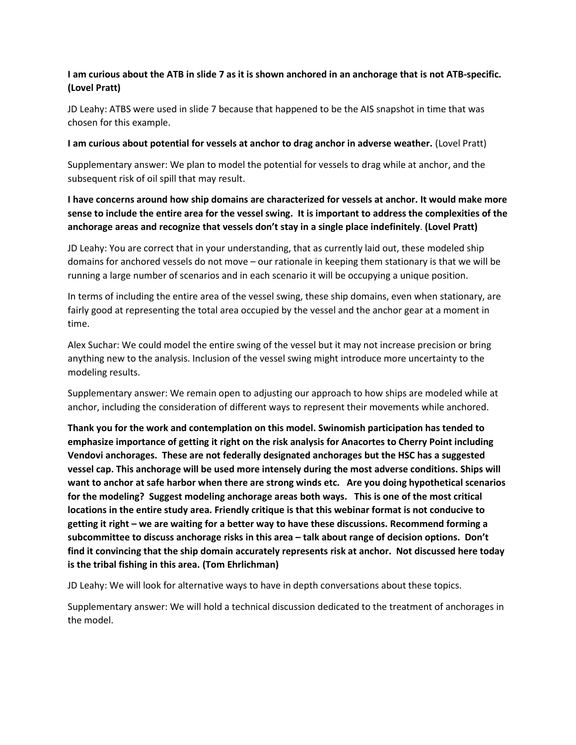**I am curious about the ATB in slide 7 as it is shown anchored in an anchorage that is not ATB-specific. (Lovel Pratt)**

JD Leahy: ATBS were used in slide 7 because that happened to be the AIS snapshot in time that was chosen for this example.

**I am curious about potential for vessels at anchor to drag anchor in adverse weather.** (Lovel Pratt)

Supplementary answer: We plan to model the potential for vessels to drag while at anchor, and the subsequent risk of oil spill that may result.

**I have concerns around how ship domains are characterized for vessels at anchor. It would make more sense to include the entire area for the vessel swing. It is important to address the complexities of the anchorage areas and recognize that vessels don't stay in a single place indefinitely. (Lovel Pratt)**

JD Leahy: You are correct that in your understanding, that as currently laid out, these modeled ship domains for anchored vessels do not move – our rationale in keeping them stationary is that we will be running a large number of scenarios and in each scenario it will be occupying a unique position.

In terms of including the entire area of the vessel swing, these ship domains, even when stationary, are fairly good at representing the total area occupied by the vessel and the anchor gear at a moment in time.

Alex Suchar: We could model the entire swing of the vessel but it may not increase precision or bring anything new to the analysis. Inclusion of the vessel swing might introduce more uncertainty to the modeling results.

Supplementary answer: We remain open to adjusting our approach to how ships are modeled while at anchor, including the consideration of different ways to represent their movements while anchored.

**Thank you for the work and contemplation on this model. Swinomish participation has tended to emphasize importance of getting it right on the risk analysis for Anacortes to Cherry Point including Vendovi anchorages. These are not federally designated anchorages but the HSC has a suggested vessel cap. This anchorage will be used more intensely during the most adverse conditions. Ships will want to anchor at safe harbor when there are strong winds etc. Are you doing hypothetical scenarios for the modeling? Suggest modeling anchorage areas both ways. This is one of the most critical locations in the entire study area. Friendly critique is that this webinar format is not conducive to getting it right – we are waiting for a better way to have these discussions. Recommend forming a subcommittee to discuss anchorage risks in this area – talk about range of decision options. Don't find it convincing that the ship domain accurately represents risk at anchor. Not discussed here today is the tribal fishing in this area. (Tom Ehrlichman)**

JD Leahy: We will look for alternative ways to have in depth conversations about these topics.

Supplementary answer: We will hold a technical discussion dedicated to the treatment of anchorages in the model.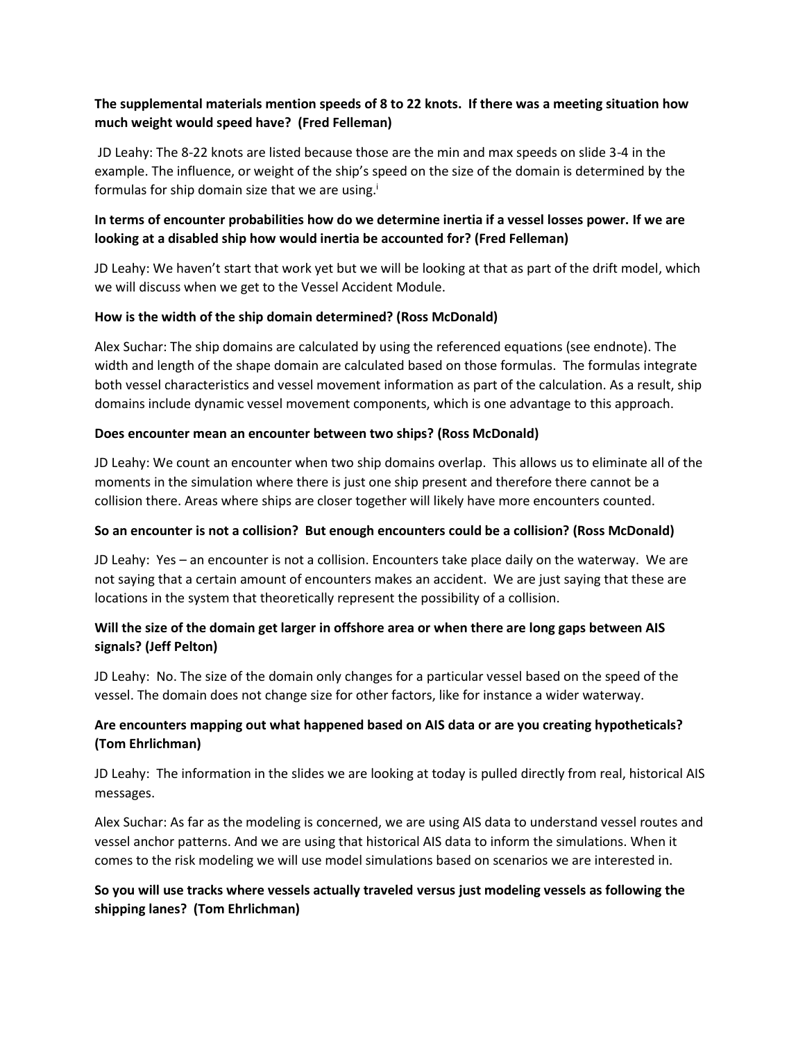**The supplemental materials mention speeds of 8 to 22 knots. If there was a meeting situation how much weight would speed have? (Fred Felleman)**

JD Leahy: The 8-22 knots are listed because those are the min and max speeds on slide 3-4 in the example. The influence, or weight of the ship's speed on the size of the domain is determined by the formulas for ship domain size that we are using.[i]

**In terms of encounter probabilities how do we determine inertia if a vessel losses power. If we are looking at a disabled ship how would inertia be accounted for? (Fred Felleman)**

JD Leahy: We haven't start that work yet but we will be looking at that as part of the drift model, which we will discuss when we get to the Vessel Accident Module.

**How is the width of the ship domain determined? (Ross McDonald)**

Alex Suchar: The ship domains are calculated by using the referenced equations (see endnote). The width and length of the shape domain are calculated based on those formulas. The formulas integrate both vessel characteristics and vessel movement information as part of the calculation. As a result, ship domains include dynamic vessel movement components, which is one advantage to this approach.

**Does encounter mean an encounter between two ships? (Ross McDonald)**

JD Leahy: We count an encounter when two ship domains overlap. This allows us to eliminate all of the moments in the simulation where there is just one ship present and therefore there cannot be a collision there. Areas where ships are closer together will likely have more encounters counted.

**So an encounter is not a collision? But enough encounters could be a collision? (Ross McDonald)**

JD Leahy: Yes – an encounter is not a collision. Encounters take place daily on the waterway. We are not saying that a certain amount of encounters makes an accident. We are just saying that these are locations in the system that theoretically represent the possibility of a collision.

**Will the size of the domain get larger in offshore area or when there are long gaps between AIS signals? (Jeff Pelton)**

JD Leahy: No. The size of the domain only changes for a particular vessel based on the speed of the vessel. The domain does not change size for other factors, like for instance a wider waterway.

**Are encounters mapping out what happened based on AIS data or are you creating hypotheticals? (Tom Ehrlichman)**

JD Leahy: The information in the slides we are looking at today is pulled directly from real, historical AIS messages.

Alex Suchar: As far as the modeling is concerned, we are using AIS data to understand vessel routes and vessel anchor patterns. And we are using that historical AIS data to inform the simulations. When it comes to the risk modeling we will use model simulations based on scenarios we are interested in.

**So you will use tracks where vessels actually traveled versus just modeling vessels as following the shipping lanes? (Tom Ehrlichman)**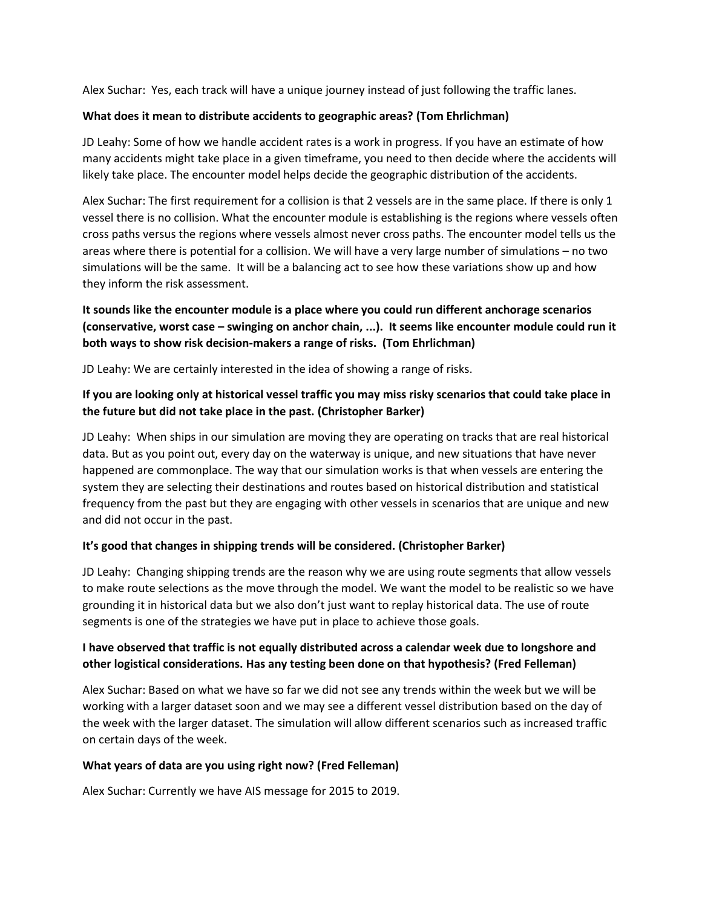Alex Suchar: Yes, each track will have a unique journey instead of just following the traffic lanes.

**What does it mean to distribute accidents to geographic areas? (Tom Ehrlichman)**

JD Leahy: Some of how we handle accident rates is a work in progress. If you have an estimate of how many accidents might take place in a given timeframe, you need to then decide where the accidents will likely take place. The encounter model helps decide the geographic distribution of the accidents.

Alex Suchar: The first requirement for a collision is that 2 vessels are in the same place. If there is only 1 vessel there is no collision. What the encounter module is establishing is the regions where vessels often cross paths versus the regions where vessels almost never cross paths. The encounter model tells us the areas where there is potential for a collision. We will have a very large number of simulations – no two simulations will be the same. It will be a balancing act to see how these variations show up and how they inform the risk assessment.

**It sounds like the encounter module is a place where you could run different anchorage scenarios (conservative, worst case – swinging on anchor chain, ...). It seems like encounter module could run it both ways to show risk decision-makers a range of risks. (Tom Ehrlichman)**

JD Leahy: We are certainly interested in the idea of showing a range of risks.

**If you are looking only at historical vessel traffic you may miss risky scenarios that could take place in the future but did not take place in the past. (Christopher Barker)**

JD Leahy: When ships in our simulation are moving they are operating on tracks that are real historical data. But as you point out, every day on the waterway is unique, and new situations that have never happened are commonplace. The way that our simulation works is that when vessels are entering the system they are selecting their destinations and routes based on historical distribution and statistical frequency from the past but they are engaging with other vessels in scenarios that are unique and new and did not occur in the past.

**It's good that changes in shipping trends will be considered. (Christopher Barker)**

JD Leahy: Changing shipping trends are the reason why we are using route segments that allow vessels to make route selections as the move through the model. We want the model to be realistic so we have grounding it in historical data but we also don't just want to replay historical data. The use of route segments is one of the strategies we have put in place to achieve those goals.

**I have observed that traffic is not equally distributed across a calendar week due to longshore and other logistical considerations. Has any testing been done on that hypothesis? (Fred Felleman)**

Alex Suchar: Based on what we have so far we did not see any trends within the week but we will be working with a larger dataset soon and we may see a different vessel distribution based on the day of the week with the larger dataset. The simulation will allow different scenarios such as increased traffic on certain days of the week.

**What years of data are you using right now? (Fred Felleman)**

Alex Suchar: Currently we have AIS message for 2015 to 2019.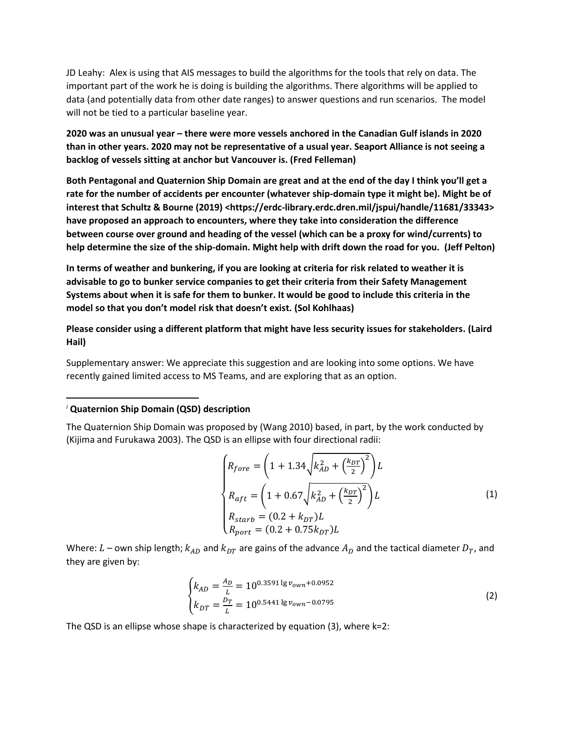JD Leahy: Alex is using that AIS messages to build the algorithms for the tools that rely on data. The important part of the work he is doing is building the algorithms. There algorithms will be applied to data (and potentially data from other date ranges) to answer questions and run scenarios. The model will not be tied to a particular baseline year.

**2020 was an unusual year – there were more vessels anchored in the Canadian Gulf islands in 2020 than in other years. 2020 may not be representative of a usual year. Seaport Alliance is not seeing a backlog of vessels sitting at anchor but Vancouver is. (Fred Felleman)**

**Both Pentagonal and Quaternion Ship Domain are great and at the end of the day I think you'll get a rate for the number of accidents per encounter (whatever ship-domain type it might be). Might be of interest that Schultz & Bourne (2019) <https://erdc-library.erdc.dren.mil/jspui/handle/11681/33343> have proposed an approach to encounters, where they take into consideration the difference between course over ground and heading of the vessel (which can be a proxy for wind/currents) to help determine the size of the ship-domain. Might help with drift down the road for you. (Jeff Pelton)**

**In terms of weather and bunkering, if you are looking at criteria for risk related to weather it is advisable to go to bunker service companies to get their criteria from their Safety Management Systems about when it is safe for them to bunker. It would be good to include this criteria in the model so that you don't model risk that doesn't exist. (Sol Kohlhaas)**

**Please consider using a different platform that might have less security issues for stakeholders. (Laird Hail)**

Supplementary answer: We appreciate this suggestion and are looking into some options. We have recently gained limited access to MS Teams, and are exploring that as an option.

---

[i] **Quaternion Ship Domain (QSD) description**

The Quaternion Ship Domain was proposed by (Wang 2010) based, in part, by the work conducted by (Kijima and Furukawa 2003). The QSD is an ellipse with four directional radii:

$$\begin{cases} R_{fore} = \left(1 + 1.34\sqrt{k_{AD}^2 + \left(\frac{k_{DT}}{2}\right)^2}\right)L \\ R_{aft} = \left(1 + 0.67\sqrt{k_{AD}^2 + \left(\frac{k_{DT}}{2}\right)^2}\right)L \\ R_{starb} = (0.2 + k_{DT})L \\ R_{port} = (0.2 + 0.75k_{DT})L \end{cases} \quad (1)$$

Where: $L$ – own ship length; $k_{AD}$ and $k_{DT}$ are gains of the advance $A_D$ and the tactical diameter $D_T$, and they are given by:

$$\begin{cases} k_{AD} = \frac{A_D}{L} = 10^{0.3591 \lg v_{own} + 0.0952} \\ k_{DT} = \frac{D_T}{L} = 10^{0.5441 \lg v_{own} - 0.0795} \end{cases} \quad (2)$$

The QSD is an ellipse whose shape is characterized by equation (3), where k=2: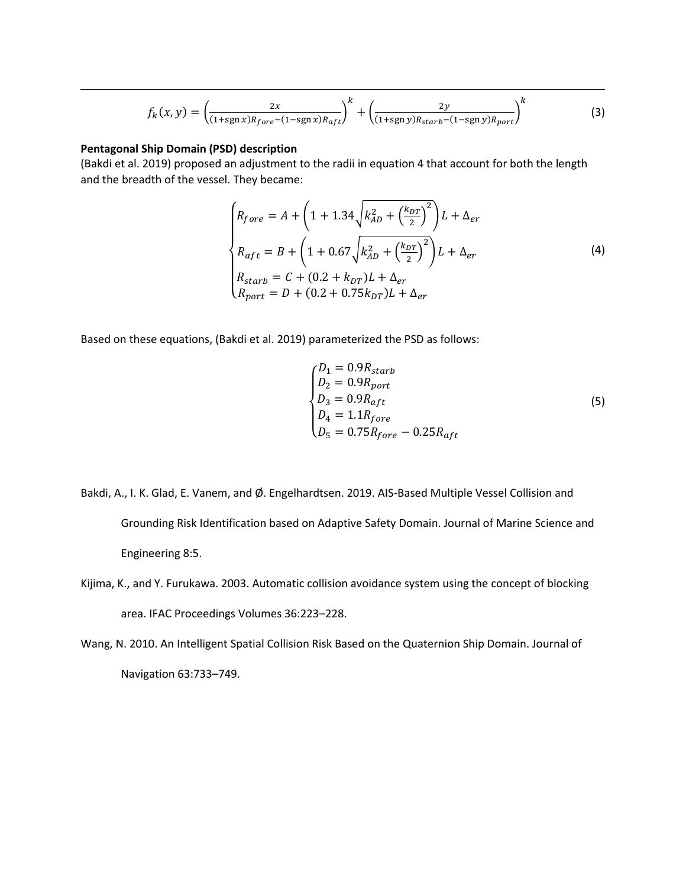$$f_k(x,y) = \left(\frac{2x}{(1+\operatorname{sgn} x)R_{fore} - (1-\operatorname{sgn} x)R_{aft}}\right)^k + \left(\frac{2y}{(1+\operatorname{sgn} y)R_{starb} - (1-\operatorname{sgn} y)R_{port}}\right)^k \tag{3}$$

**Pentagonal Ship Domain (PSD) description**

(Bakdi et al. 2019) proposed an adjustment to the radii in equation 4 that account for both the length and the breadth of the vessel. They became:

$$\begin{cases} R_{fore} = A + \left(1 + 1.34\sqrt{k_{AD}^2 + \left(\frac{k_{DT}}{2}\right)^2}\right)L + \Delta_{er} \\ R_{aft} = B + \left(1 + 0.67\sqrt{k_{AD}^2 + \left(\frac{k_{DT}}{2}\right)^2}\right)L + \Delta_{er} \\ R_{starb} = C + (0.2 + k_{DT})L + \Delta_{er} \\ R_{port} = D + (0.2 + 0.75k_{DT})L + \Delta_{er} \end{cases} \tag{4}$$

Based on these equations, (Bakdi et al. 2019) parameterized the PSD as follows:

$$\begin{cases} D_1 = 0.9R_{starb} \\ D_2 = 0.9R_{port} \\ D_3 = 0.9R_{aft} \\ D_4 = 1.1R_{fore} \\ D_5 = 0.75R_{fore} - 0.25R_{aft} \end{cases} \tag{5}$$

Bakdi, A., I. K. Glad, E. Vanem, and Ø. Engelhardtsen. 2019. AIS-Based Multiple Vessel Collision and Grounding Risk Identification based on Adaptive Safety Domain. Journal of Marine Science and Engineering 8:5.

Kijima, K., and Y. Furukawa. 2003. Automatic collision avoidance system using the concept of blocking area. IFAC Proceedings Volumes 36:223–228.

Wang, N. 2010. An Intelligent Spatial Collision Risk Based on the Quaternion Ship Domain. Journal of Navigation 63:733–749.